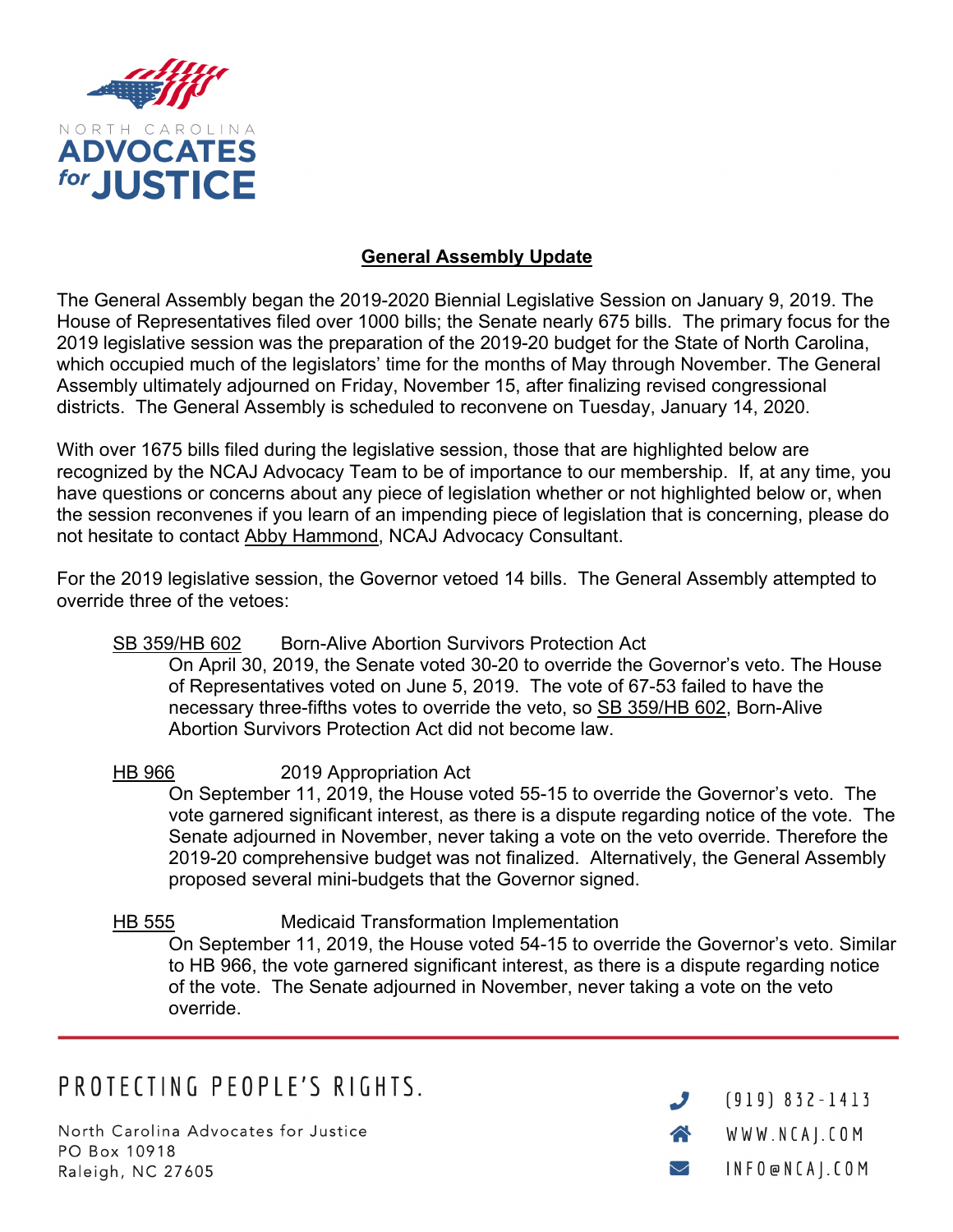NORTH CAROLINA
**ADVOCATES for JUSTICE**

## General Assembly Update

The General Assembly began the 2019-2020 Biennial Legislative Session on January 9, 2019. The House of Representatives filed over 1000 bills; the Senate nearly 675 bills. The primary focus for the 2019 legislative session was the preparation of the 2019-20 budget for the State of North Carolina, which occupied much of the legislators' time for the months of May through November. The General Assembly ultimately adjourned on Friday, November 15, after finalizing revised congressional districts. The General Assembly is scheduled to reconvene on Tuesday, January 14, 2020.

With over 1675 bills filed during the legislative session, those that are highlighted below are recognized by the NCAJ Advocacy Team to be of importance to our membership. If, at any time, you have questions or concerns about any piece of legislation whether or not highlighted below or, when the session reconvenes if you learn of an impending piece of legislation that is concerning, please do not hesitate to contact Abby Hammond, NCAJ Advocacy Consultant.

For the 2019 legislative session, the Governor vetoed 14 bills. The General Assembly attempted to override three of the vetoes:

**SB 359/HB 602** Born-Alive Abortion Survivors Protection Act
On April 30, 2019, the Senate voted 30-20 to override the Governor's veto. The House of Representatives voted on June 5, 2019. The vote of 67-53 failed to have the necessary three-fifths votes to override the veto, so SB 359/HB 602, Born-Alive Abortion Survivors Protection Act did not become law.

**HB 966** 2019 Appropriation Act
On September 11, 2019, the House voted 55-15 to override the Governor's veto. The vote garnered significant interest, as there is a dispute regarding notice of the vote. The Senate adjourned in November, never taking a vote on the veto override. Therefore the 2019-20 comprehensive budget was not finalized. Alternatively, the General Assembly proposed several mini-budgets that the Governor signed.

**HB 555** Medicaid Transformation Implementation
On September 11, 2019, the House voted 54-15 to override the Governor's veto. Similar to HB 966, the vote garnered significant interest, as there is a dispute regarding notice of the vote. The Senate adjourned in November, never taking a vote on the veto override.

PROTECTING PEOPLE'S RIGHTS.

North Carolina Advocates for Justice
PO Box 10918
Raleigh, NC 27605

(919) 832-1413
WWW.NCAJ.COM
INFO@NCAJ.COM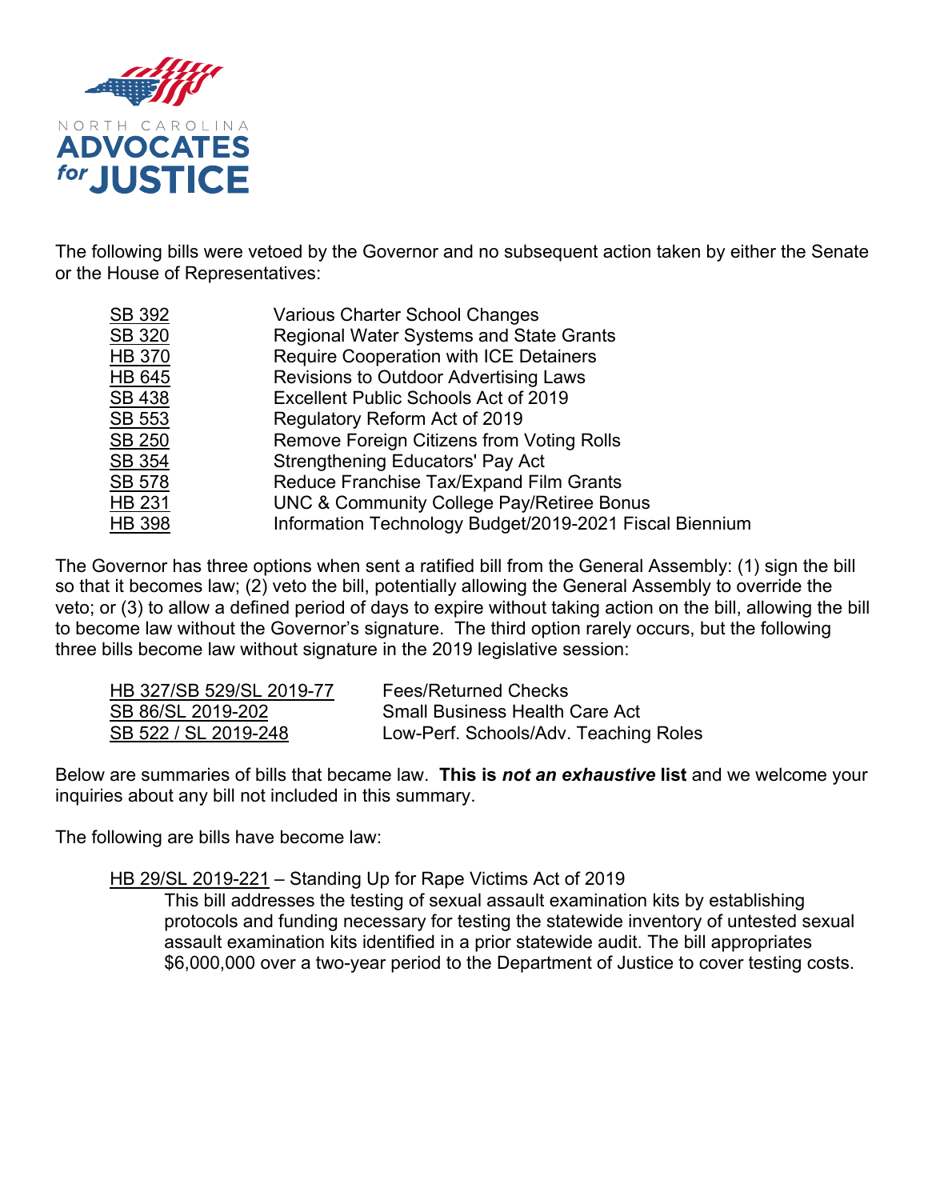NORTH CAROLINA
**ADVOCATES for JUSTICE**

The following bills were vetoed by the Governor and no subsequent action taken by either the Senate or the House of Representatives:

| | |
|---|---|
| SB 392 | Various Charter School Changes |
| SB 320 | Regional Water Systems and State Grants |
| HB 370 | Require Cooperation with ICE Detainers |
| HB 645 | Revisions to Outdoor Advertising Laws |
| SB 438 | Excellent Public Schools Act of 2019 |
| SB 553 | Regulatory Reform Act of 2019 |
| SB 250 | Remove Foreign Citizens from Voting Rolls |
| SB 354 | Strengthening Educators' Pay Act |
| SB 578 | Reduce Franchise Tax/Expand Film Grants |
| HB 231 | UNC & Community College Pay/Retiree Bonus |
| HB 398 | Information Technology Budget/2019-2021 Fiscal Biennium |

The Governor has three options when sent a ratified bill from the General Assembly: (1) sign the bill so that it becomes law; (2) veto the bill, potentially allowing the General Assembly to override the veto; or (3) to allow a defined period of days to expire without taking action on the bill, allowing the bill to become law without the Governor's signature. The third option rarely occurs, but the following three bills become law without signature in the 2019 legislative session:

| | |
|---|---|
| HB 327/SB 529/SL 2019-77 | Fees/Returned Checks |
| SB 86/SL 2019-202 | Small Business Health Care Act |
| SB 522 / SL 2019-248 | Low-Perf. Schools/Adv. Teaching Roles |

Below are summaries of bills that became law. **This is *not an exhaustive* list** and we welcome your inquiries about any bill not included in this summary.

The following are bills have become law:

HB 29/SL 2019-221 – Standing Up for Rape Victims Act of 2019

This bill addresses the testing of sexual assault examination kits by establishing protocols and funding necessary for testing the statewide inventory of untested sexual assault examination kits identified in a prior statewide audit. The bill appropriates $6,000,000 over a two-year period to the Department of Justice to cover testing costs.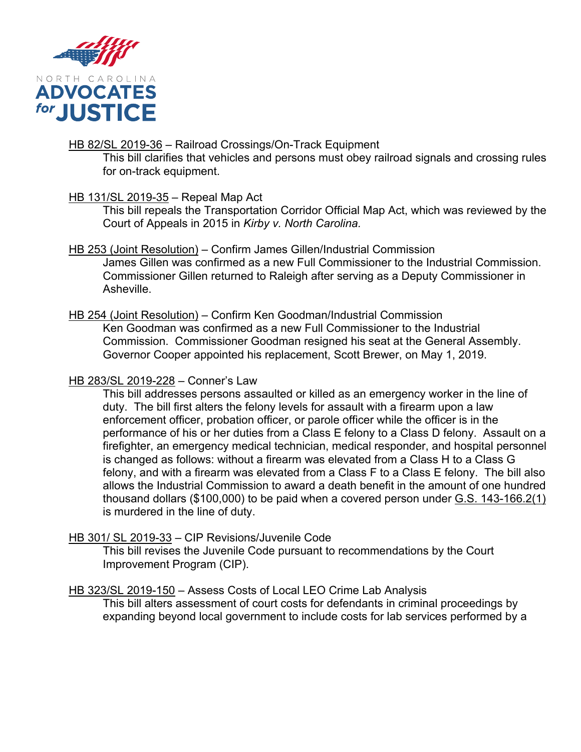HB 82/SL 2019-36 – Railroad Crossings/On-Track Equipment

This bill clarifies that vehicles and persons must obey railroad signals and crossing rules for on-track equipment.

HB 131/SL 2019-35 – Repeal Map Act

This bill repeals the Transportation Corridor Official Map Act, which was reviewed by the Court of Appeals in 2015 in *Kirby v. North Carolina.*

HB 253 (Joint Resolution) – Confirm James Gillen/Industrial Commission

James Gillen was confirmed as a new Full Commissioner to the Industrial Commission. Commissioner Gillen returned to Raleigh after serving as a Deputy Commissioner in Asheville.

HB 254 (Joint Resolution) – Confirm Ken Goodman/Industrial Commission

Ken Goodman was confirmed as a new Full Commissioner to the Industrial Commission. Commissioner Goodman resigned his seat at the General Assembly. Governor Cooper appointed his replacement, Scott Brewer, on May 1, 2019.

HB 283/SL 2019-228 – Conner's Law

This bill addresses persons assaulted or killed as an emergency worker in the line of duty. The bill first alters the felony levels for assault with a firearm upon a law enforcement officer, probation officer, or parole officer while the officer is in the performance of his or her duties from a Class E felony to a Class D felony. Assault on a firefighter, an emergency medical technician, medical responder, and hospital personnel is changed as follows: without a firearm was elevated from a Class H to a Class G felony, and with a firearm was elevated from a Class F to a Class E felony. The bill also allows the Industrial Commission to award a death benefit in the amount of one hundred thousand dollars ($100,000) to be paid when a covered person under G.S. 143-166.2(1) is murdered in the line of duty.

HB 301/ SL 2019-33 – CIP Revisions/Juvenile Code

This bill revises the Juvenile Code pursuant to recommendations by the Court Improvement Program (CIP).

HB 323/SL 2019-150 – Assess Costs of Local LEO Crime Lab Analysis

This bill alters assessment of court costs for defendants in criminal proceedings by expanding beyond local government to include costs for lab services performed by a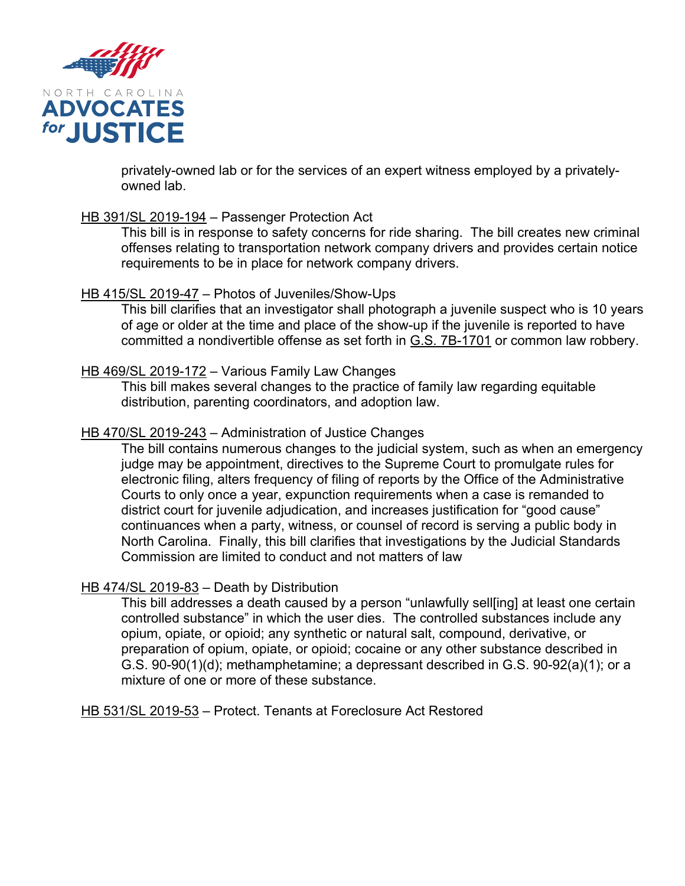privately-owned lab or for the services of an expert witness employed by a privately-owned lab.

HB 391/SL 2019-194 – Passenger Protection Act

> This bill is in response to safety concerns for ride sharing. The bill creates new criminal offenses relating to transportation network company drivers and provides certain notice requirements to be in place for network company drivers.

HB 415/SL 2019-47 – Photos of Juveniles/Show-Ups

> This bill clarifies that an investigator shall photograph a juvenile suspect who is 10 years of age or older at the time and place of the show-up if the juvenile is reported to have committed a nondivertible offense as set forth in G.S. 7B-1701 or common law robbery.

HB 469/SL 2019-172 – Various Family Law Changes

> This bill makes several changes to the practice of family law regarding equitable distribution, parenting coordinators, and adoption law.

HB 470/SL 2019-243 – Administration of Justice Changes

> The bill contains numerous changes to the judicial system, such as when an emergency judge may be appointment, directives to the Supreme Court to promulgate rules for electronic filing, alters frequency of filing of reports by the Office of the Administrative Courts to only once a year, expunction requirements when a case is remanded to district court for juvenile adjudication, and increases justification for "good cause" continuances when a party, witness, or counsel of record is serving a public body in North Carolina. Finally, this bill clarifies that investigations by the Judicial Standards Commission are limited to conduct and not matters of law

HB 474/SL 2019-83 – Death by Distribution

> This bill addresses a death caused by a person "unlawfully sell[ing] at least one certain controlled substance" in which the user dies. The controlled substances include any opium, opiate, or opioid; any synthetic or natural salt, compound, derivative, or preparation of opium, opiate, or opioid; cocaine or any other substance described in G.S. 90-90(1)(d); methamphetamine; a depressant described in G.S. 90-92(a)(1); or a mixture of one or more of these substance.

HB 531/SL 2019-53 – Protect. Tenants at Foreclosure Act Restored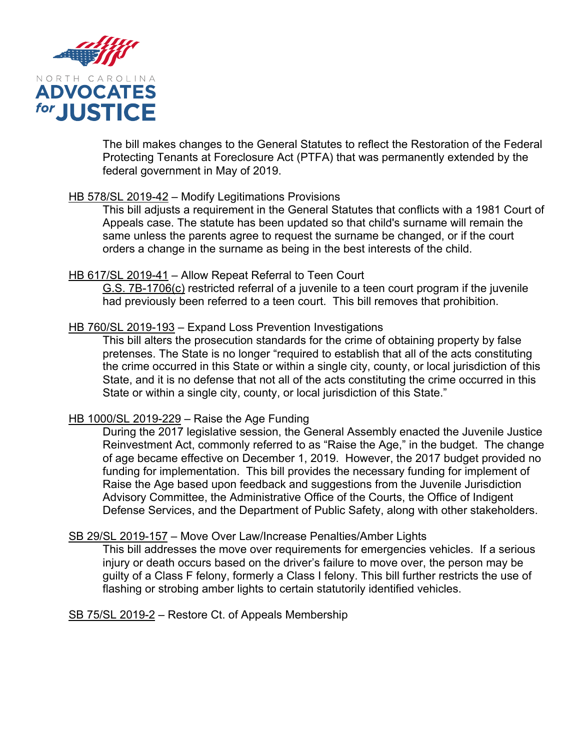The bill makes changes to the General Statutes to reflect the Restoration of the Federal Protecting Tenants at Foreclosure Act (PTFA) that was permanently extended by the federal government in May of 2019.

HB 578/SL 2019-42 – Modify Legitimations Provisions

This bill adjusts a requirement in the General Statutes that conflicts with a 1981 Court of Appeals case. The statute has been updated so that child's surname will remain the same unless the parents agree to request the surname be changed, or if the court orders a change in the surname as being in the best interests of the child.

HB 617/SL 2019-41 – Allow Repeat Referral to Teen Court

G.S. 7B-1706(c) restricted referral of a juvenile to a teen court program if the juvenile had previously been referred to a teen court. This bill removes that prohibition.

HB 760/SL 2019-193 – Expand Loss Prevention Investigations

This bill alters the prosecution standards for the crime of obtaining property by false pretenses. The State is no longer "required to establish that all of the acts constituting the crime occurred in this State or within a single city, county, or local jurisdiction of this State, and it is no defense that not all of the acts constituting the crime occurred in this State or within a single city, county, or local jurisdiction of this State."

HB 1000/SL 2019-229 – Raise the Age Funding

During the 2017 legislative session, the General Assembly enacted the Juvenile Justice Reinvestment Act, commonly referred to as "Raise the Age," in the budget. The change of age became effective on December 1, 2019. However, the 2017 budget provided no funding for implementation. This bill provides the necessary funding for implement of Raise the Age based upon feedback and suggestions from the Juvenile Jurisdiction Advisory Committee, the Administrative Office of the Courts, the Office of Indigent Defense Services, and the Department of Public Safety, along with other stakeholders.

SB 29/SL 2019-157 – Move Over Law/Increase Penalties/Amber Lights

This bill addresses the move over requirements for emergencies vehicles. If a serious injury or death occurs based on the driver's failure to move over, the person may be guilty of a Class F felony, formerly a Class I felony. This bill further restricts the use of flashing or strobing amber lights to certain statutorily identified vehicles.

SB 75/SL 2019-2 – Restore Ct. of Appeals Membership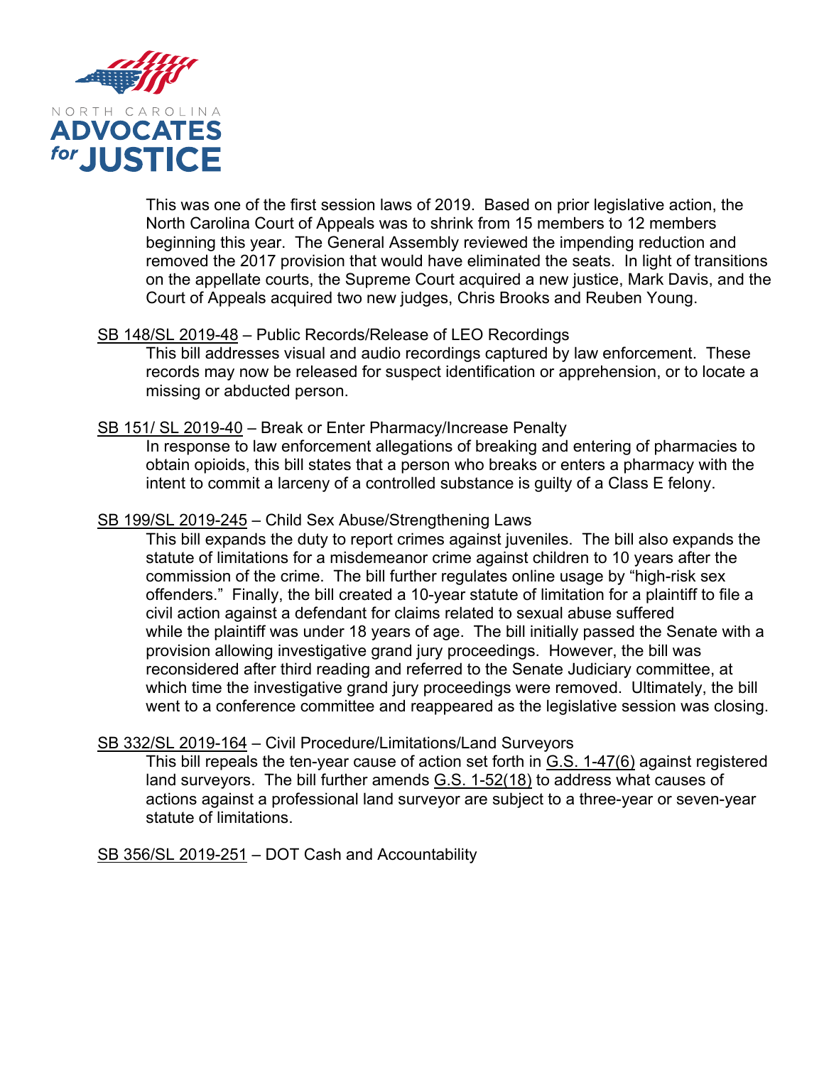This was one of the first session laws of 2019. Based on prior legislative action, the North Carolina Court of Appeals was to shrink from 15 members to 12 members beginning this year. The General Assembly reviewed the impending reduction and removed the 2017 provision that would have eliminated the seats. In light of transitions on the appellate courts, the Supreme Court acquired a new justice, Mark Davis, and the Court of Appeals acquired two new judges, Chris Brooks and Reuben Young.

SB 148/SL 2019-48 – Public Records/Release of LEO Recordings

This bill addresses visual and audio recordings captured by law enforcement. These records may now be released for suspect identification or apprehension, or to locate a missing or abducted person.

SB 151/ SL 2019-40 – Break or Enter Pharmacy/Increase Penalty

In response to law enforcement allegations of breaking and entering of pharmacies to obtain opioids, this bill states that a person who breaks or enters a pharmacy with the intent to commit a larceny of a controlled substance is guilty of a Class E felony.

SB 199/SL 2019-245 – Child Sex Abuse/Strengthening Laws

This bill expands the duty to report crimes against juveniles. The bill also expands the statute of limitations for a misdemeanor crime against children to 10 years after the commission of the crime. The bill further regulates online usage by "high-risk sex offenders." Finally, the bill created a 10-year statute of limitation for a plaintiff to file a civil action against a defendant for claims related to sexual abuse suffered while the plaintiff was under 18 years of age. The bill initially passed the Senate with a provision allowing investigative grand jury proceedings. However, the bill was reconsidered after third reading and referred to the Senate Judiciary committee, at which time the investigative grand jury proceedings were removed. Ultimately, the bill went to a conference committee and reappeared as the legislative session was closing.

SB 332/SL 2019-164 – Civil Procedure/Limitations/Land Surveyors

This bill repeals the ten-year cause of action set forth in G.S. 1-47(6) against registered land surveyors. The bill further amends G.S. 1-52(18) to address what causes of actions against a professional land surveyor are subject to a three-year or seven-year statute of limitations.

SB 356/SL 2019-251 – DOT Cash and Accountability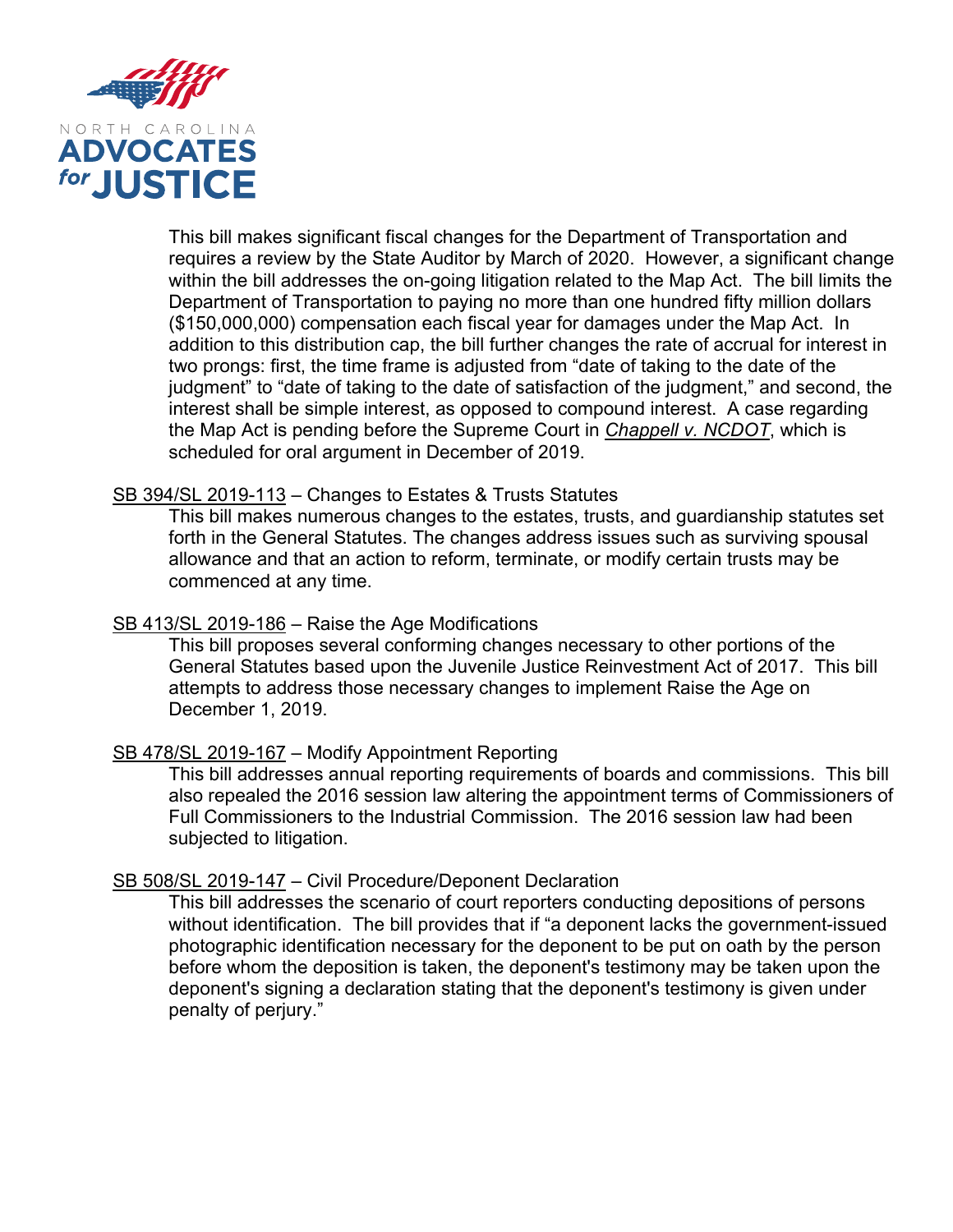This bill makes significant fiscal changes for the Department of Transportation and requires a review by the State Auditor by March of 2020. However, a significant change within the bill addresses the on-going litigation related to the Map Act. The bill limits the Department of Transportation to paying no more than one hundred fifty million dollars ($150,000,000) compensation each fiscal year for damages under the Map Act. In addition to this distribution cap, the bill further changes the rate of accrual for interest in two prongs: first, the time frame is adjusted from "date of taking to the date of the judgment" to "date of taking to the date of satisfaction of the judgment," and second, the interest shall be simple interest, as opposed to compound interest. A case regarding the Map Act is pending before the Supreme Court in *Chappell v. NCDOT*, which is scheduled for oral argument in December of 2019.

SB 394/SL 2019-113 – Changes to Estates & Trusts Statutes

This bill makes numerous changes to the estates, trusts, and guardianship statutes set forth in the General Statutes. The changes address issues such as surviving spousal allowance and that an action to reform, terminate, or modify certain trusts may be commenced at any time.

SB 413/SL 2019-186 – Raise the Age Modifications

This bill proposes several conforming changes necessary to other portions of the General Statutes based upon the Juvenile Justice Reinvestment Act of 2017. This bill attempts to address those necessary changes to implement Raise the Age on December 1, 2019.

SB 478/SL 2019-167 – Modify Appointment Reporting

This bill addresses annual reporting requirements of boards and commissions. This bill also repealed the 2016 session law altering the appointment terms of Commissioners of Full Commissioners to the Industrial Commission. The 2016 session law had been subjected to litigation.

SB 508/SL 2019-147 – Civil Procedure/Deponent Declaration

This bill addresses the scenario of court reporters conducting depositions of persons without identification. The bill provides that if "a deponent lacks the government-issued photographic identification necessary for the deponent to be put on oath by the person before whom the deposition is taken, the deponent's testimony may be taken upon the deponent's signing a declaration stating that the deponent's testimony is given under penalty of perjury."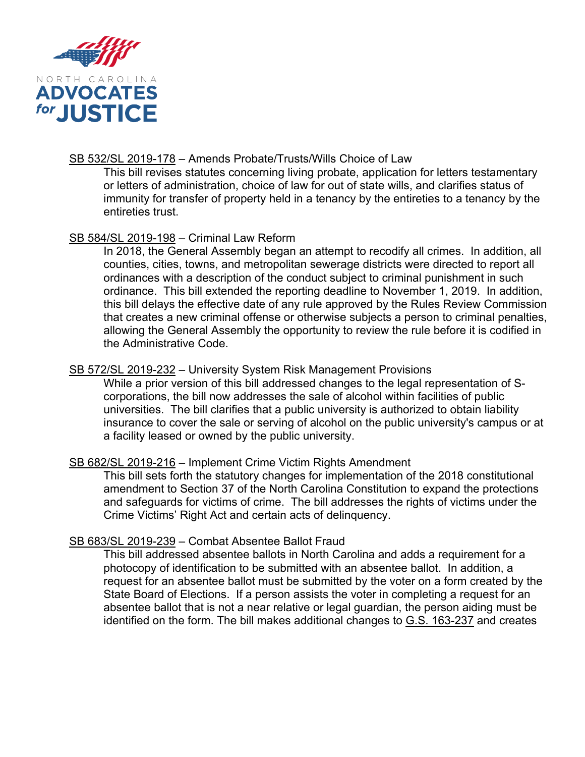SB 532/SL 2019-178 – Amends Probate/Trusts/Wills Choice of Law

This bill revises statutes concerning living probate, application for letters testamentary or letters of administration, choice of law for out of state wills, and clarifies status of immunity for transfer of property held in a tenancy by the entireties to a tenancy by the entireties trust.

SB 584/SL 2019-198 – Criminal Law Reform

In 2018, the General Assembly began an attempt to recodify all crimes. In addition, all counties, cities, towns, and metropolitan sewerage districts were directed to report all ordinances with a description of the conduct subject to criminal punishment in such ordinance. This bill extended the reporting deadline to November 1, 2019. In addition, this bill delays the effective date of any rule approved by the Rules Review Commission that creates a new criminal offense or otherwise subjects a person to criminal penalties, allowing the General Assembly the opportunity to review the rule before it is codified in the Administrative Code.

SB 572/SL 2019-232 – University System Risk Management Provisions

While a prior version of this bill addressed changes to the legal representation of S-corporations, the bill now addresses the sale of alcohol within facilities of public universities. The bill clarifies that a public university is authorized to obtain liability insurance to cover the sale or serving of alcohol on the public university's campus or at a facility leased or owned by the public university.

SB 682/SL 2019-216 – Implement Crime Victim Rights Amendment

This bill sets forth the statutory changes for implementation of the 2018 constitutional amendment to Section 37 of the North Carolina Constitution to expand the protections and safeguards for victims of crime. The bill addresses the rights of victims under the Crime Victims' Right Act and certain acts of delinquency.

SB 683/SL 2019-239 – Combat Absentee Ballot Fraud

This bill addressed absentee ballots in North Carolina and adds a requirement for a photocopy of identification to be submitted with an absentee ballot. In addition, a request for an absentee ballot must be submitted by the voter on a form created by the State Board of Elections. If a person assists the voter in completing a request for an absentee ballot that is not a near relative or legal guardian, the person aiding must be identified on the form. The bill makes additional changes to G.S. 163-237 and creates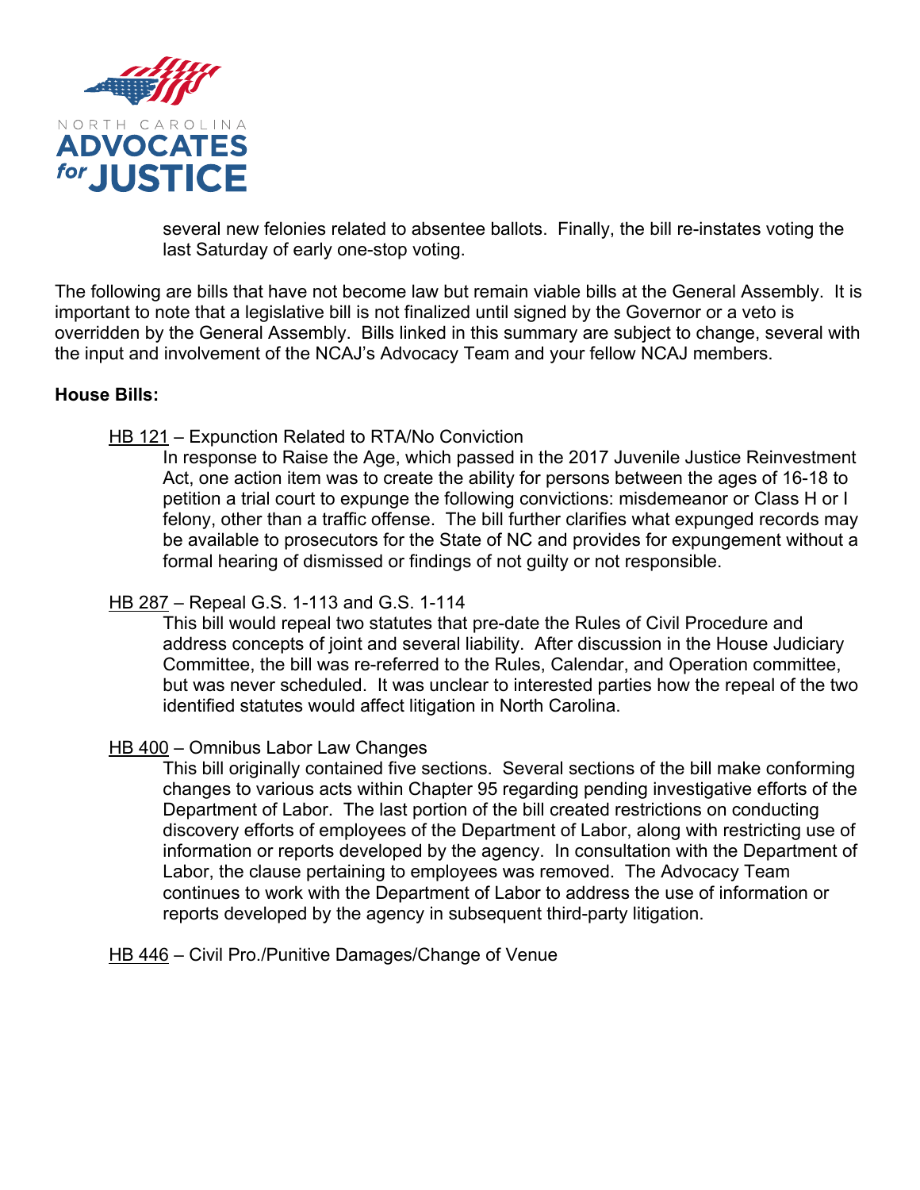several new felonies related to absentee ballots. Finally, the bill re-instates voting the last Saturday of early one-stop voting.

The following are bills that have not become law but remain viable bills at the General Assembly. It is important to note that a legislative bill is not finalized until signed by the Governor or a veto is overridden by the General Assembly. Bills linked in this summary are subject to change, several with the input and involvement of the NCAJ's Advocacy Team and your fellow NCAJ members.

**House Bills:**

HB 121 – Expunction Related to RTA/No Conviction

In response to Raise the Age, which passed in the 2017 Juvenile Justice Reinvestment Act, one action item was to create the ability for persons between the ages of 16-18 to petition a trial court to expunge the following convictions: misdemeanor or Class H or I felony, other than a traffic offense. The bill further clarifies what expunged records may be available to prosecutors for the State of NC and provides for expungement without a formal hearing of dismissed or findings of not guilty or not responsible.

HB 287 – Repeal G.S. 1-113 and G.S. 1-114

This bill would repeal two statutes that pre-date the Rules of Civil Procedure and address concepts of joint and several liability. After discussion in the House Judiciary Committee, the bill was re-referred to the Rules, Calendar, and Operation committee, but was never scheduled. It was unclear to interested parties how the repeal of the two identified statutes would affect litigation in North Carolina.

HB 400 – Omnibus Labor Law Changes

This bill originally contained five sections. Several sections of the bill make conforming changes to various acts within Chapter 95 regarding pending investigative efforts of the Department of Labor. The last portion of the bill created restrictions on conducting discovery efforts of employees of the Department of Labor, along with restricting use of information or reports developed by the agency. In consultation with the Department of Labor, the clause pertaining to employees was removed. The Advocacy Team continues to work with the Department of Labor to address the use of information or reports developed by the agency in subsequent third-party litigation.

HB 446 – Civil Pro./Punitive Damages/Change of Venue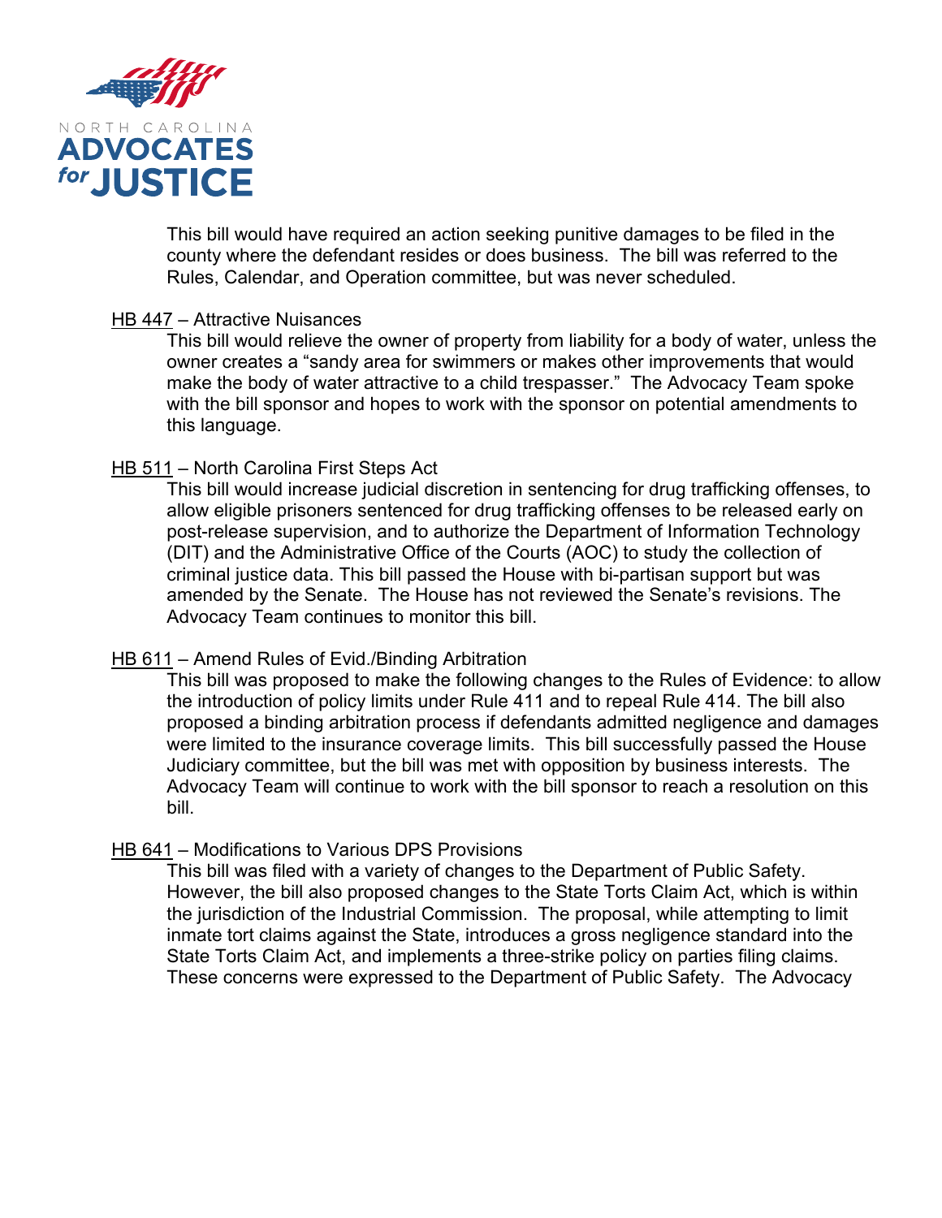This bill would have required an action seeking punitive damages to be filed in the county where the defendant resides or does business. The bill was referred to the Rules, Calendar, and Operation committee, but was never scheduled.

HB 447 – Attractive Nuisances

This bill would relieve the owner of property from liability for a body of water, unless the owner creates a "sandy area for swimmers or makes other improvements that would make the body of water attractive to a child trespasser." The Advocacy Team spoke with the bill sponsor and hopes to work with the sponsor on potential amendments to this language.

HB 511 – North Carolina First Steps Act

This bill would increase judicial discretion in sentencing for drug trafficking offenses, to allow eligible prisoners sentenced for drug trafficking offenses to be released early on post-release supervision, and to authorize the Department of Information Technology (DIT) and the Administrative Office of the Courts (AOC) to study the collection of criminal justice data. This bill passed the House with bi-partisan support but was amended by the Senate. The House has not reviewed the Senate's revisions. The Advocacy Team continues to monitor this bill.

HB 611 – Amend Rules of Evid./Binding Arbitration

This bill was proposed to make the following changes to the Rules of Evidence: to allow the introduction of policy limits under Rule 411 and to repeal Rule 414. The bill also proposed a binding arbitration process if defendants admitted negligence and damages were limited to the insurance coverage limits. This bill successfully passed the House Judiciary committee, but the bill was met with opposition by business interests. The Advocacy Team will continue to work with the bill sponsor to reach a resolution on this bill.

HB 641 – Modifications to Various DPS Provisions

This bill was filed with a variety of changes to the Department of Public Safety. However, the bill also proposed changes to the State Torts Claim Act, which is within the jurisdiction of the Industrial Commission. The proposal, while attempting to limit inmate tort claims against the State, introduces a gross negligence standard into the State Torts Claim Act, and implements a three-strike policy on parties filing claims. These concerns were expressed to the Department of Public Safety. The Advocacy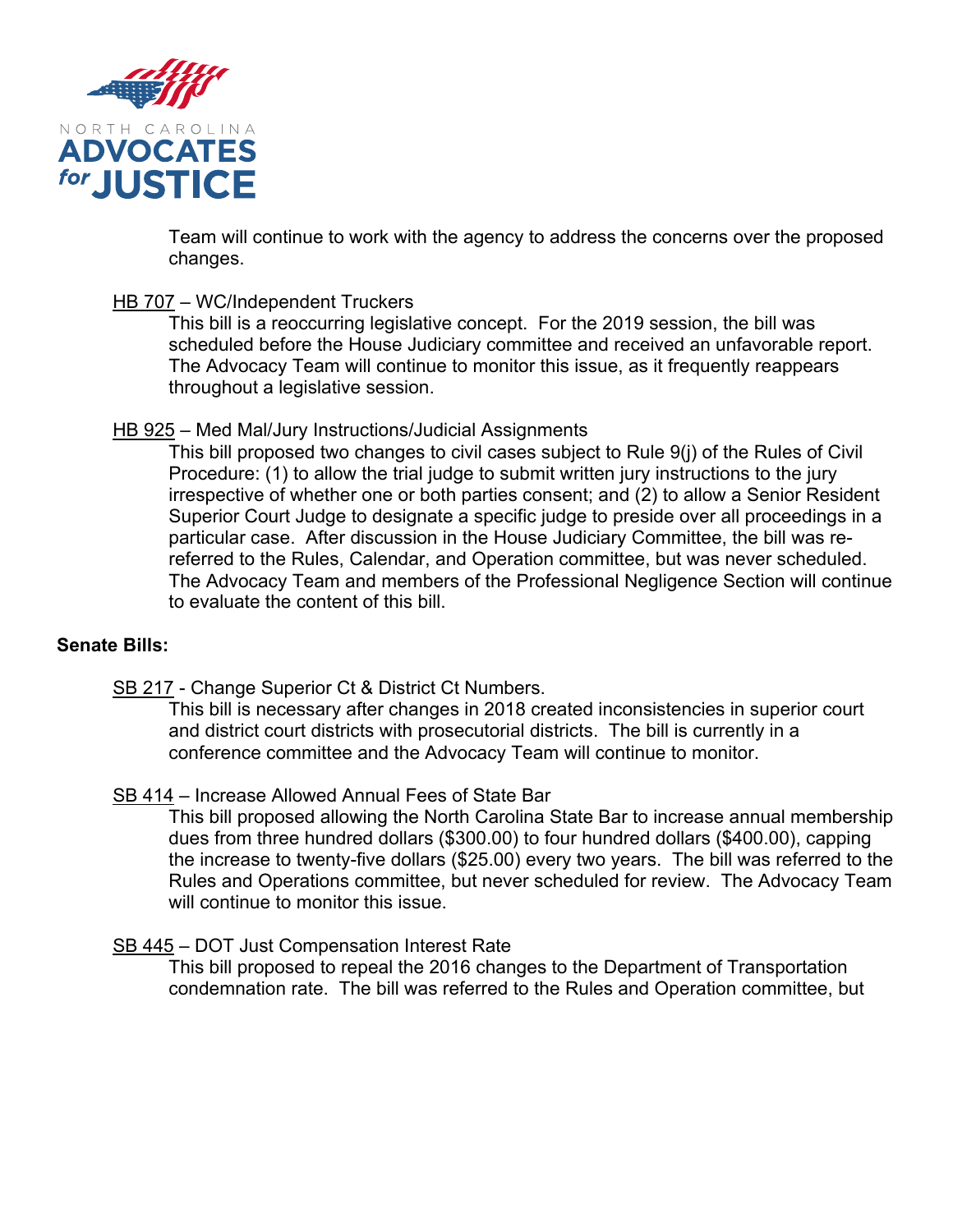Team will continue to work with the agency to address the concerns over the proposed changes.

HB 707 – WC/Independent Truckers

This bill is a reoccurring legislative concept. For the 2019 session, the bill was scheduled before the House Judiciary committee and received an unfavorable report. The Advocacy Team will continue to monitor this issue, as it frequently reappears throughout a legislative session.

HB 925 – Med Mal/Jury Instructions/Judicial Assignments

This bill proposed two changes to civil cases subject to Rule 9(j) of the Rules of Civil Procedure: (1) to allow the trial judge to submit written jury instructions to the jury irrespective of whether one or both parties consent; and (2) to allow a Senior Resident Superior Court Judge to designate a specific judge to preside over all proceedings in a particular case. After discussion in the House Judiciary Committee, the bill was re-referred to the Rules, Calendar, and Operation committee, but was never scheduled. The Advocacy Team and members of the Professional Negligence Section will continue to evaluate the content of this bill.

**Senate Bills:**

SB 217 - Change Superior Ct & District Ct Numbers.

This bill is necessary after changes in 2018 created inconsistencies in superior court and district court districts with prosecutorial districts. The bill is currently in a conference committee and the Advocacy Team will continue to monitor.

SB 414 – Increase Allowed Annual Fees of State Bar

This bill proposed allowing the North Carolina State Bar to increase annual membership dues from three hundred dollars ($300.00) to four hundred dollars ($400.00), capping the increase to twenty-five dollars ($25.00) every two years. The bill was referred to the Rules and Operations committee, but never scheduled for review. The Advocacy Team will continue to monitor this issue.

SB 445 – DOT Just Compensation Interest Rate

This bill proposed to repeal the 2016 changes to the Department of Transportation condemnation rate. The bill was referred to the Rules and Operation committee, but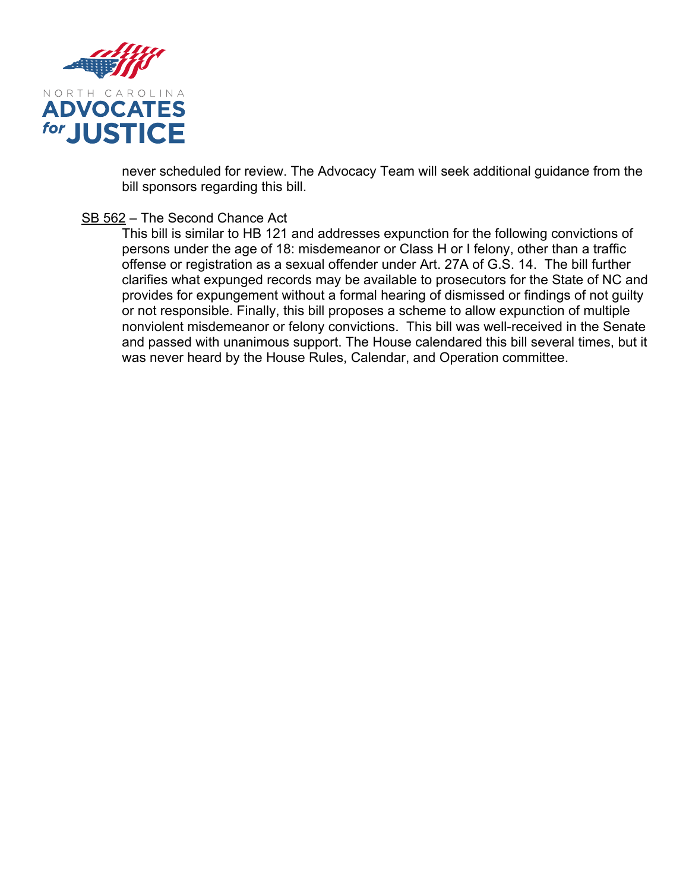never scheduled for review. The Advocacy Team will seek additional guidance from the bill sponsors regarding this bill.

SB 562 – The Second Chance Act

This bill is similar to HB 121 and addresses expunction for the following convictions of persons under the age of 18: misdemeanor or Class H or I felony, other than a traffic offense or registration as a sexual offender under Art. 27A of G.S. 14. The bill further clarifies what expunged records may be available to prosecutors for the State of NC and provides for expungement without a formal hearing of dismissed or findings of not guilty or not responsible. Finally, this bill proposes a scheme to allow expunction of multiple nonviolent misdemeanor or felony convictions. This bill was well-received in the Senate and passed with unanimous support. The House calendared this bill several times, but it was never heard by the House Rules, Calendar, and Operation committee.